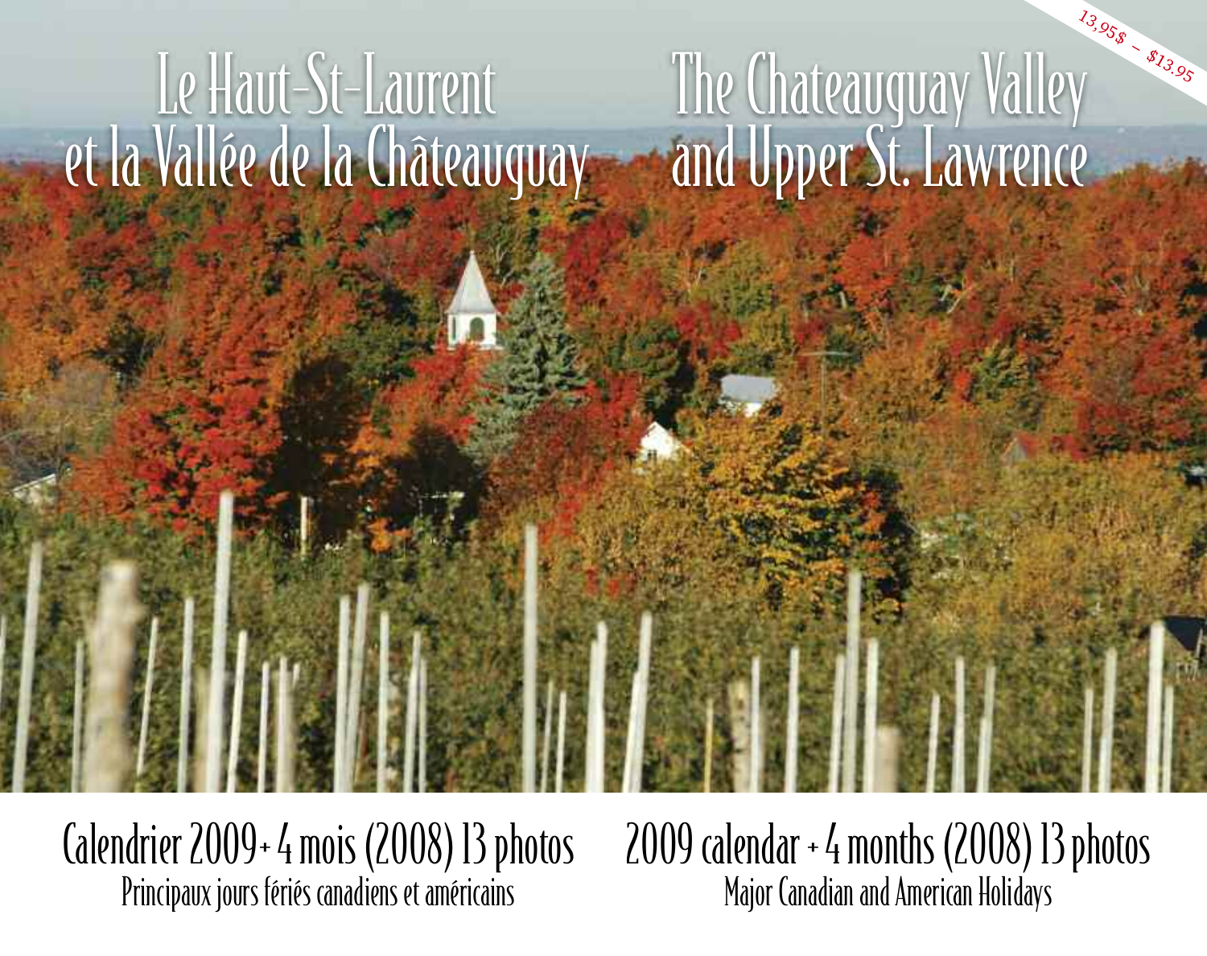13,95$ – $13.95

# Le Haut-St-Laurent et la Vallée de la Châteauguay

# The Chateauguay Valley and Upper St. Lawrence

Calendrier 2009+ 4 mois (2008) 13 photos
Principaux jours fériés canadiens et américains

2009 calendar + 4 months (2008) 13 photos
Major Canadian and American Holidays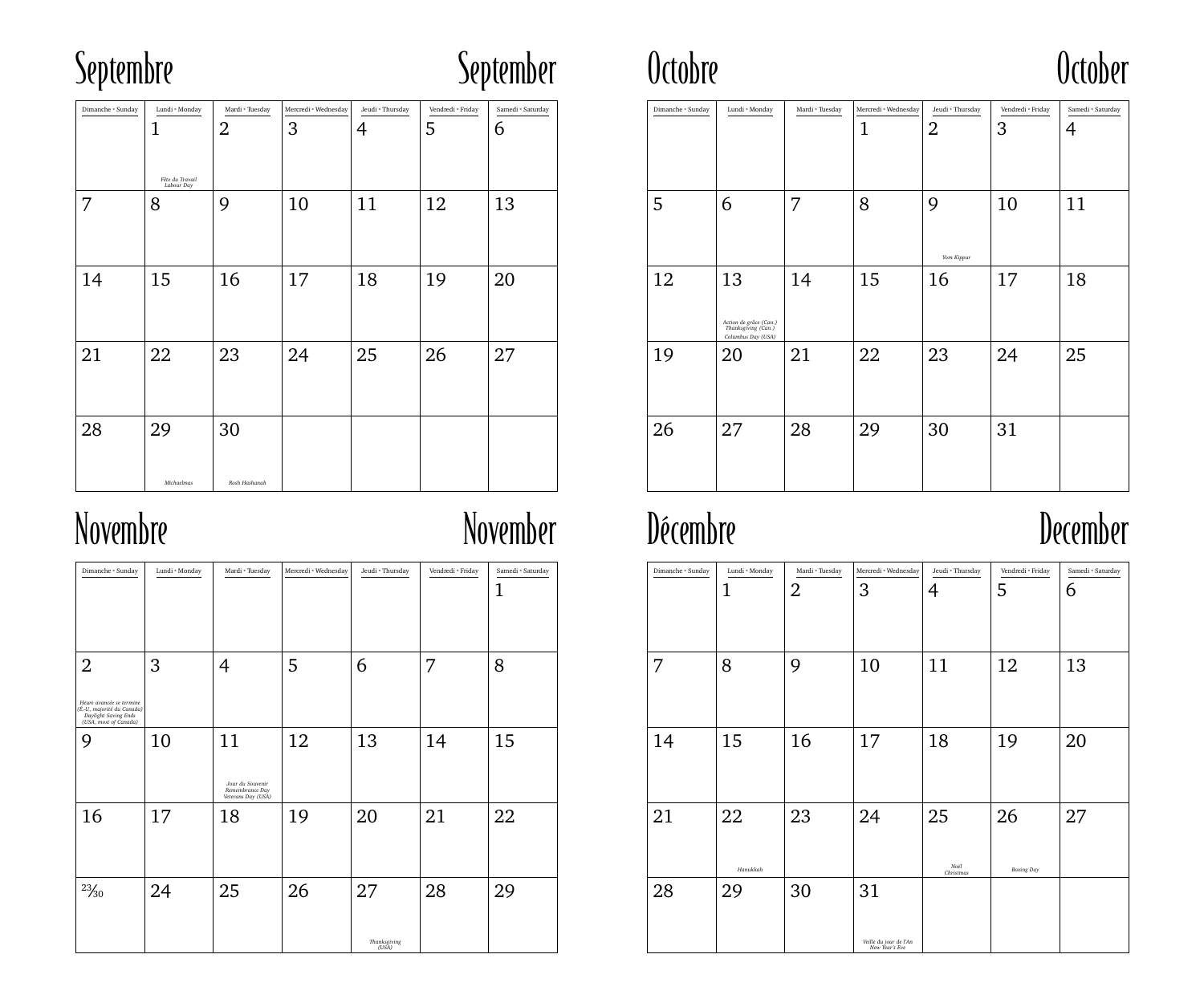## Septembre — September

| Dimanche • Sunday | Lundi • Monday | Mardi • Tuesday | Mercredi • Wednesday | Jeudi • Thursday | Vendredi • Friday | Samedi • Saturday |
|---|---|---|---|---|---|---|
| | 1 *Fête du Travail Labour Day* | 2 | 3 | 4 | 5 | 6 |
| 7 | 8 | 9 | 10 | 11 | 12 | 13 |
| 14 | 15 | 16 | 17 | 18 | 19 | 20 |
| 21 | 22 | 23 | 24 | 25 | 26 | 27 |
| 28 | 29 *Michaelmas* | 30 *Rosh Hashanah* | | | | |

## Octobre — October

| Dimanche • Sunday | Lundi • Monday | Mardi • Tuesday | Mercredi • Wednesday | Jeudi • Thursday | Vendredi • Friday | Samedi • Saturday |
|---|---|---|---|---|---|---|
| | | | 1 | 2 | 3 | 4 |
| 5 | 6 | 7 | 8 | 9 *Yom Kippur* | 10 | 11 |
| 12 | 13 *Action de grâce (Can.) Thanksgiving (Can.) Columbus Day (USA)* | 14 | 15 | 16 | 17 | 18 |
| 19 | 20 | 21 | 22 | 23 | 24 | 25 |
| 26 | 27 | 28 | 29 | 30 | 31 | |

## Novembre — November

| Dimanche • Sunday | Lundi • Monday | Mardi • Tuesday | Mercredi • Wednesday | Jeudi • Thursday | Vendredi • Friday | Samedi • Saturday |
|---|---|---|---|---|---|---|
| | | | | | | 1 |
| 2 *Heure avancée se termine (É.-U., majorité du Canada) Daylight Saving Ends (USA, most of Canada)* | 3 | 4 | 5 | 6 | 7 | 8 |
| 9 | 10 | 11 *Jour du Souvenir Remembrance Day Veterans Day (USA)* | 12 | 13 | 14 | 15 |
| 16 | 17 | 18 | 19 | 20 | 21 | 22 |
| 23/30 | 24 | 25 | 26 | 27 *Thanksgiving (USA)* | 28 | 29 |

## Décembre — December

| Dimanche • Sunday | Lundi • Monday | Mardi • Tuesday | Mercredi • Wednesday | Jeudi • Thursday | Vendredi • Friday | Samedi • Saturday |
|---|---|---|---|---|---|---|
| | 1 | 2 | 3 | 4 | 5 | 6 |
| 7 | 8 | 9 | 10 | 11 | 12 | 13 |
| 14 | 15 | 16 | 17 | 18 | 19 | 20 |
| 21 | 22 *Hanukkah* | 23 | 24 | 25 *Noël Christmas* | 26 *Boxing Day* | 27 |
| 28 | 29 | 30 | 31 *Veille du jour de l'An New Year's Eve* | | | |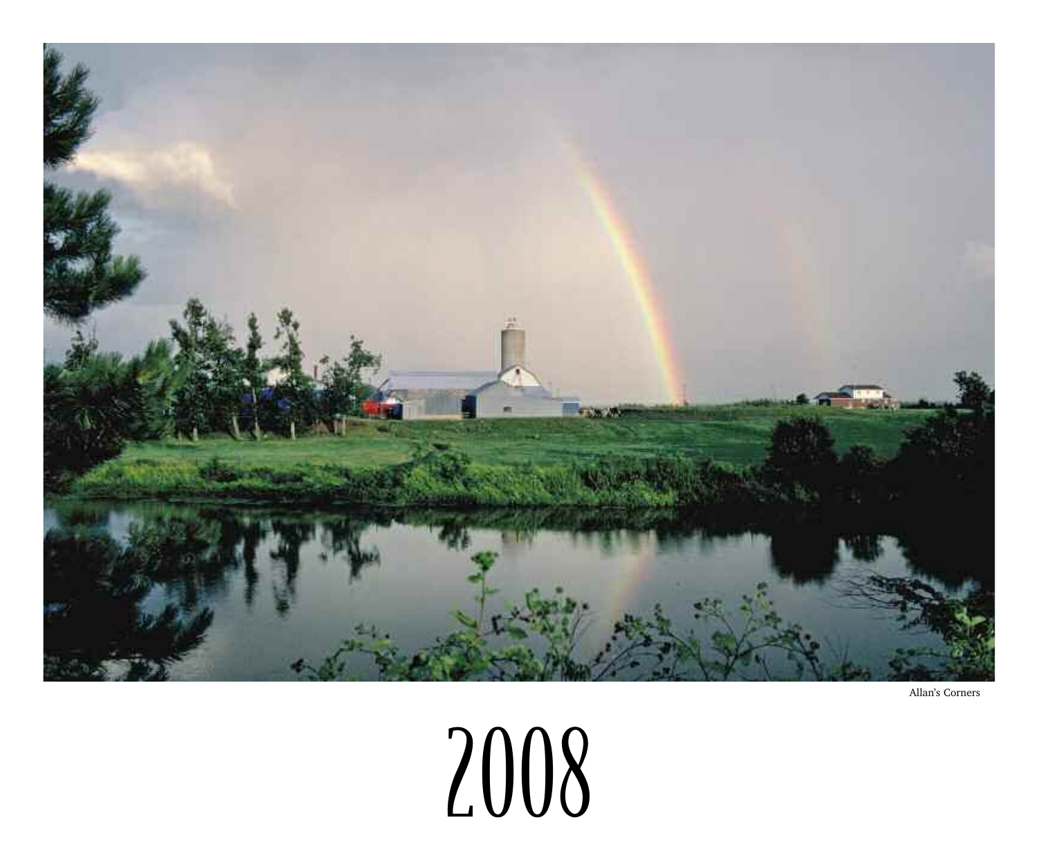Allan's Corners

# 2008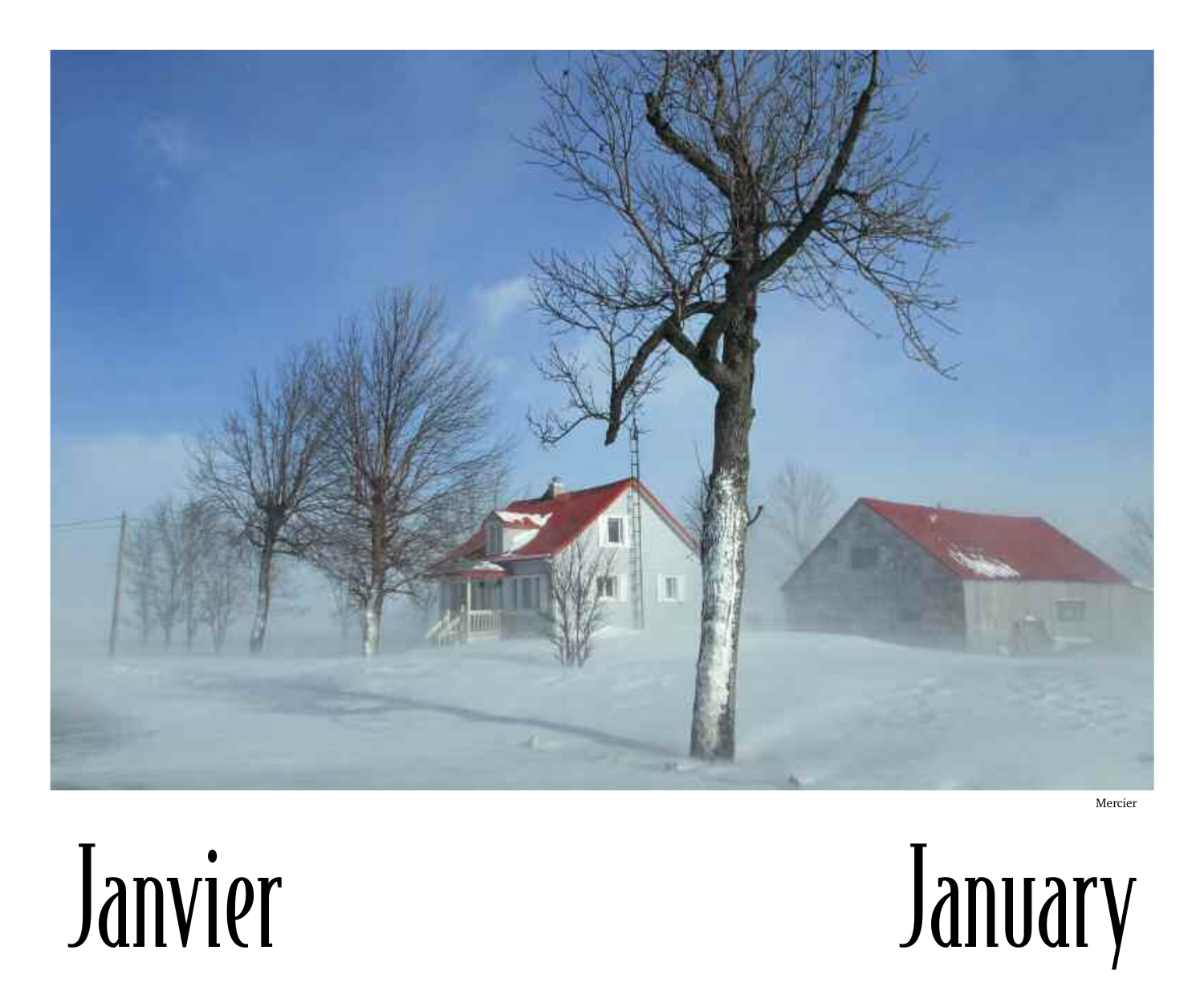Mercier

# Janvier

# January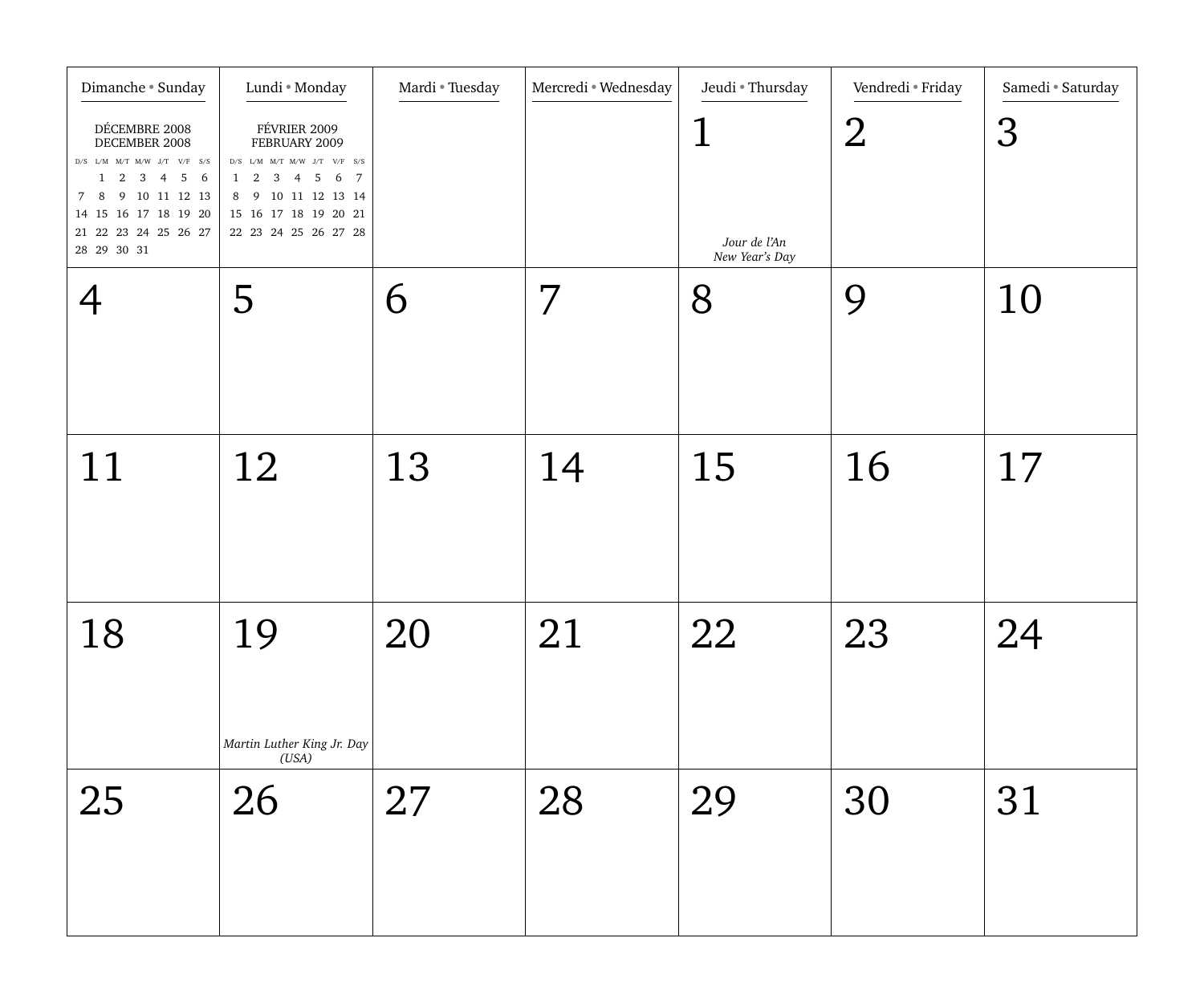| Dimanche • Sunday | Lundi • Monday | Mardi • Tuesday | Mercredi • Wednesday | Jeudi • Thursday | Vendredi • Friday | Samedi • Saturday |
|---|---|---|---|---|---|---|
| DÉCEMBRE 2008 / DECEMBER 2008 | FÉVRIER 2009 / FEBRUARY 2009 | | | 1 *Jour de l'An* *New Year's Day* | 2 | 3 |
| 4 | 5 | 6 | 7 | 8 | 9 | 10 |
| 11 | 12 | 13 | 14 | 15 | 16 | 17 |
| 18 | 19 *Martin Luther King Jr. Day (USA)* | 20 | 21 | 22 | 23 | 24 |
| 25 | 26 | 27 | 28 | 29 | 30 | 31 |

**DÉCEMBRE 2008 / DECEMBER 2008**

| D/S | L/M | M/T | M/W | J/T | V/F | S/S |
|---|---|---|---|---|---|---|
| | 1 | 2 | 3 | 4 | 5 | 6 |
| 7 | 8 | 9 | 10 | 11 | 12 | 13 |
| 14 | 15 | 16 | 17 | 18 | 19 | 20 |
| 21 | 22 | 23 | 24 | 25 | 26 | 27 |
| 28 | 29 | 30 | 31 | | | |

**FÉVRIER 2009 / FEBRUARY 2009**

| D/S | L/M | M/T | M/W | J/T | V/F | S/S |
|---|---|---|---|---|---|---|
| 1 | 2 | 3 | 4 | 5 | 6 | 7 |
| 8 | 9 | 10 | 11 | 12 | 13 | 14 |
| 15 | 16 | 17 | 18 | 19 | 20 | 21 |
| 22 | 23 | 24 | 25 | 26 | 27 | 28 |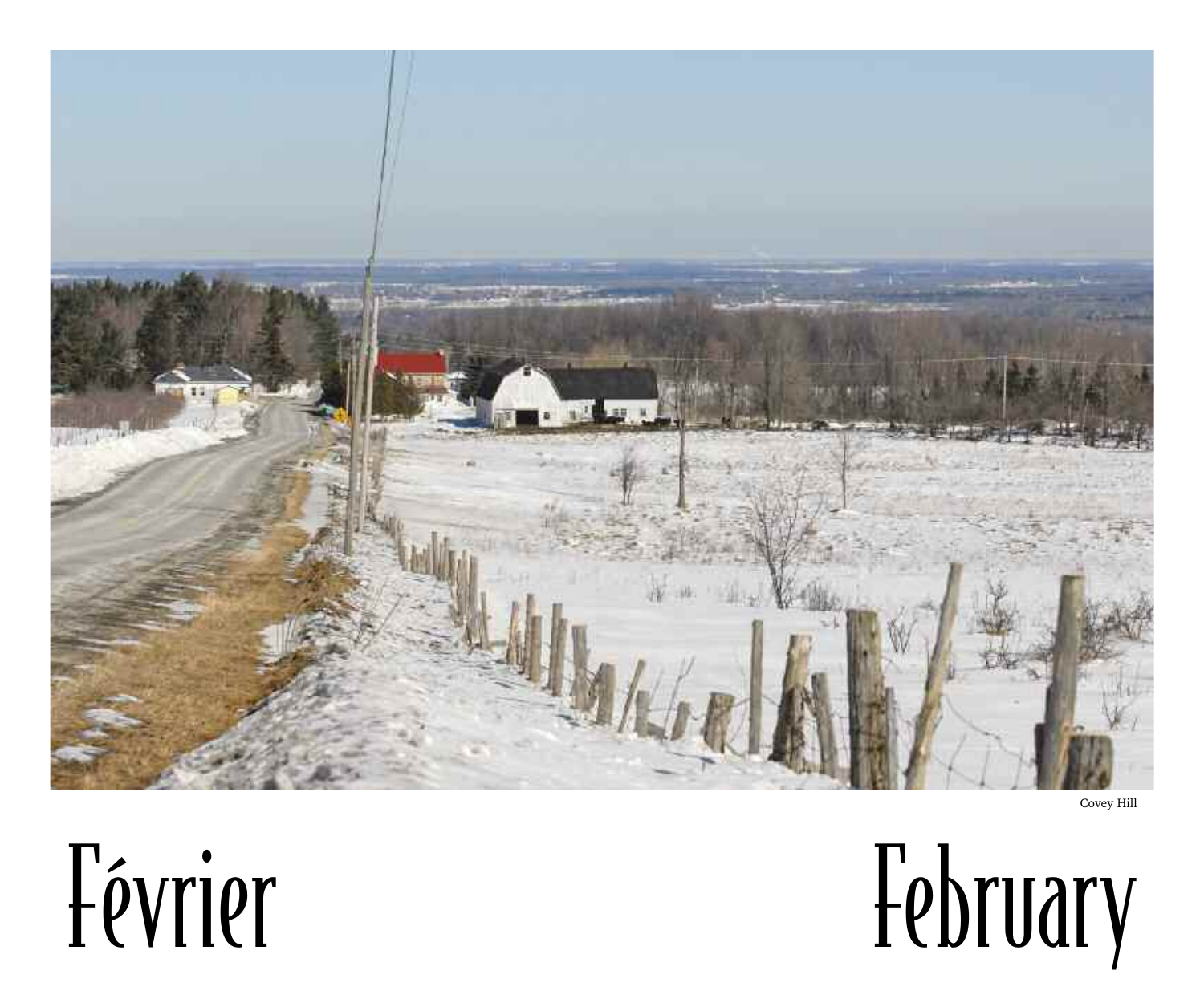Covey Hill

# Février

# February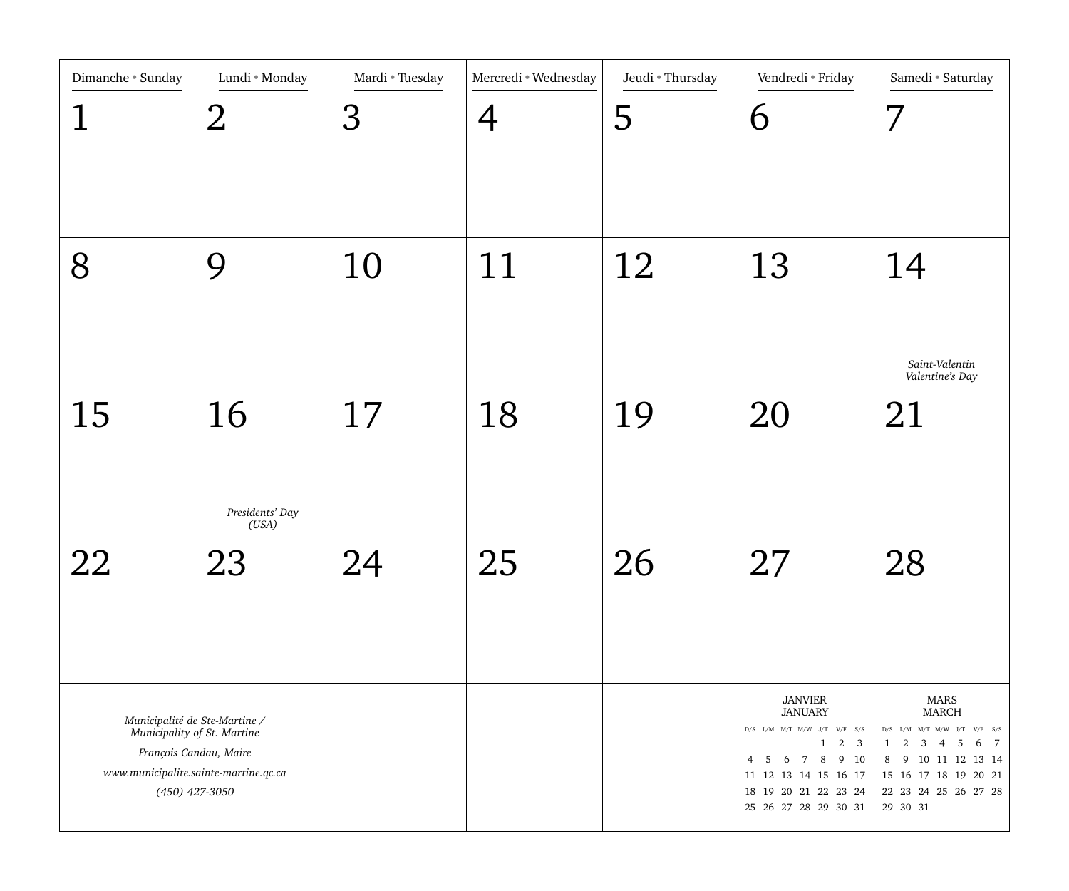| Dimanche • Sunday | Lundi • Monday | Mardi • Tuesday | Mercredi • Wednesday | Jeudi • Thursday | Vendredi • Friday | Samedi • Saturday |
|---|---|---|---|---|---|---|
| 1 | 2 | 3 | 4 | 5 | 6 | 7 |
| 8 | 9 | 10 | 11 | 12 | 13 | 14<br>*Saint-Valentin*<br>*Valentine's Day* |
| 15 | 16<br>*Presidents' Day*<br>*(USA)* | 17 | 18 | 19 | 20 | 21 |
| 22 | 23 | 24 | 25 | 26 | 27 | 28 |

*Municipalité de Ste-Martine /*
*Municipality of St. Martine*

*François Candau, Maire*

*www.municipalite.sainte-martine.qc.ca*

*(450) 427-3050*

JANVIER
JANUARY

| D/S | L/M | M/T | M/W | J/T | V/F | S/S |
|---|---|---|---|---|---|---|
| | | | | 1 | 2 | 3 |
| 4 | 5 | 6 | 7 | 8 | 9 | 10 |
| 11 | 12 | 13 | 14 | 15 | 16 | 17 |
| 18 | 19 | 20 | 21 | 22 | 23 | 24 |
| 25 | 26 | 27 | 28 | 29 | 30 | 31 |

MARS
MARCH

| D/S | L/M | M/T | M/W | J/T | V/F | S/S |
|---|---|---|---|---|---|---|
| 1 | 2 | 3 | 4 | 5 | 6 | 7 |
| 8 | 9 | 10 | 11 | 12 | 13 | 14 |
| 15 | 16 | 17 | 18 | 19 | 20 | 21 |
| 22 | 23 | 24 | 25 | 26 | 27 | 28 |
| 29 | 30 | 31 | | | | |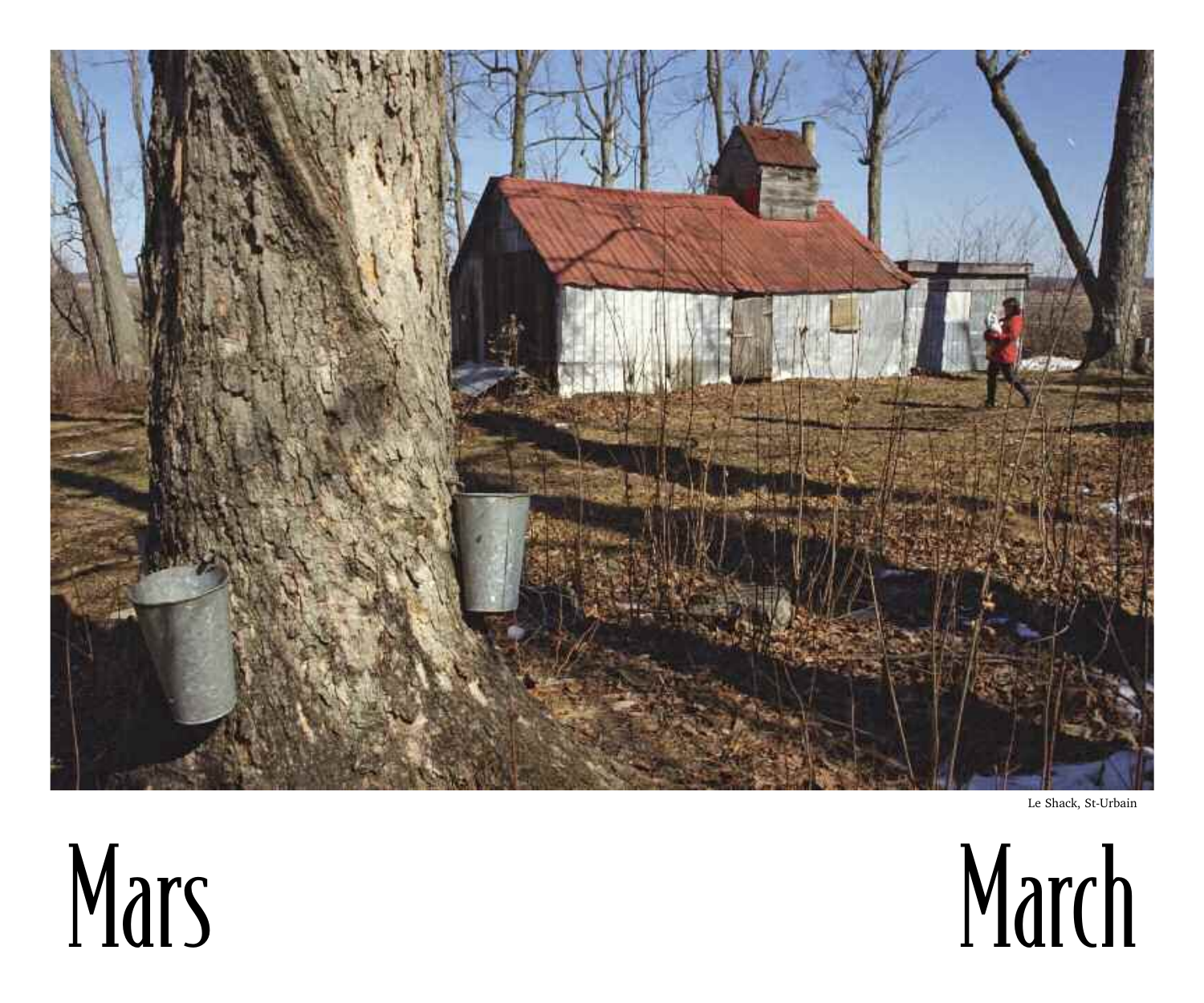Le Shack, St-Urbain

# Mars

# March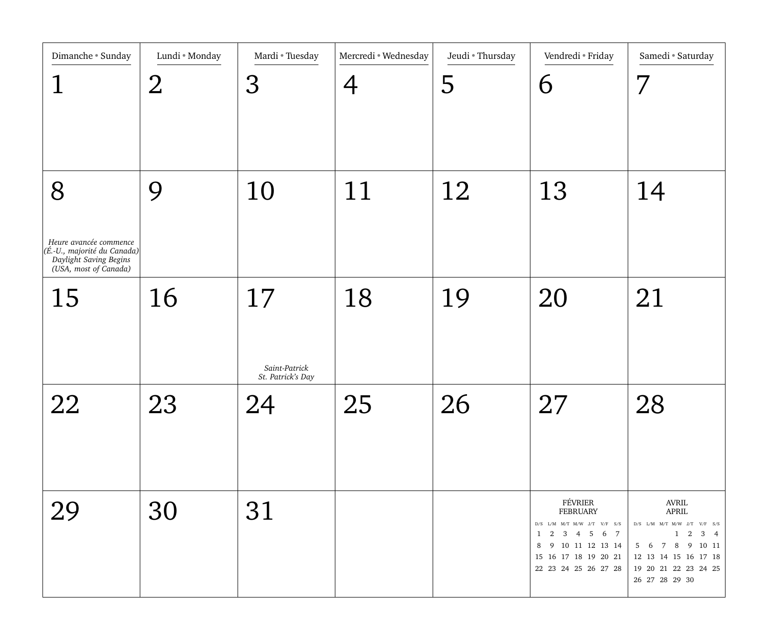| Dimanche • Sunday | Lundi • Monday | Mardi • Tuesday | Mercredi • Wednesday | Jeudi • Thursday | Vendredi • Friday | Samedi • Saturday |
|---|---|---|---|---|---|---|
| 1 | 2 | 3 | 4 | 5 | 6 | 7 |
| 8<br>*Heure avancée commence (É.-U., majorité du Canada)*<br>*Daylight Saving Begins (USA, most of Canada)* | 9 | 10 | 11 | 12 | 13 | 14 |
| 15 | 16 | 17<br>*Saint-Patrick*<br>*St. Patrick's Day* | 18 | 19 | 20 | 21 |
| 22 | 23 | 24 | 25 | 26 | 27 | 28 |
| 29 | 30 | 31 | | | | |

**FÉVRIER / FEBRUARY**

| D/S | L/M | M/T | M/W | J/T | V/F | S/S |
|---|---|---|---|---|---|---|
| 1 | 2 | 3 | 4 | 5 | 6 | 7 |
| 8 | 9 | 10 | 11 | 12 | 13 | 14 |
| 15 | 16 | 17 | 18 | 19 | 20 | 21 |
| 22 | 23 | 24 | 25 | 26 | 27 | 28 |

**AVRIL / APRIL**

| D/S | L/M | M/T | M/W | J/T | V/F | S/S |
|---|---|---|---|---|---|---|
| | | | 1 | 2 | 3 | 4 |
| 5 | 6 | 7 | 8 | 9 | 10 | 11 |
| 12 | 13 | 14 | 15 | 16 | 17 | 18 |
| 19 | 20 | 21 | 22 | 23 | 24 | 25 |
| 26 | 27 | 28 | 29 | 30 | | |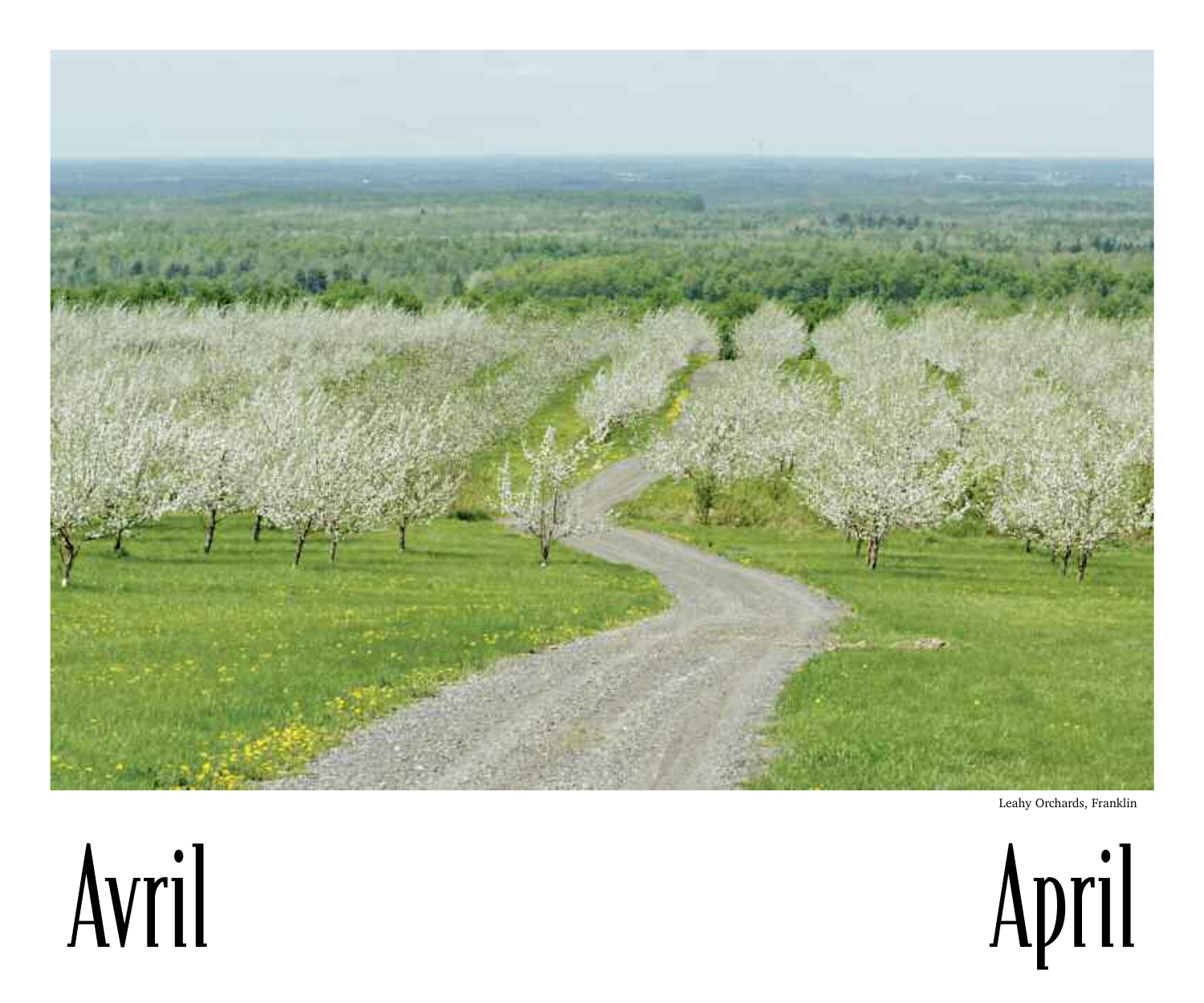Leahy Orchards, Franklin

# Avril

# April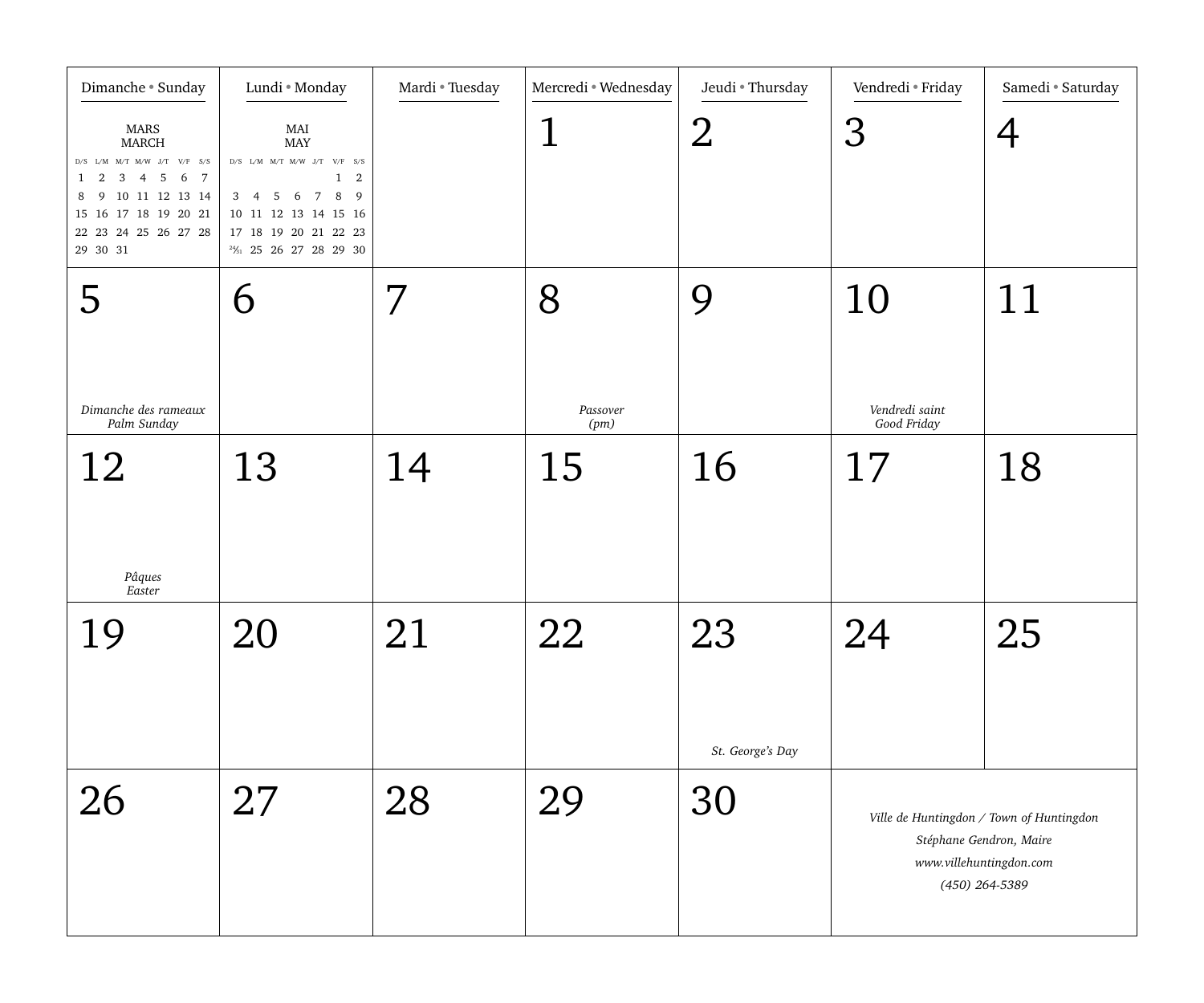| Dimanche • Sunday | Lundi • Monday | Mardi • Tuesday | Mercredi • Wednesday | Jeudi • Thursday | Vendredi • Friday | Samedi • Saturday |
|---|---|---|---|---|---|---|
| MARS / MARCH (mini calendar) | MAI / MAY (mini calendar) | | 1 | 2 | 3 | 4 |
| 5 *Dimanche des rameaux* *Palm Sunday* | 6 | 7 | 8 *Passover* *(pm)* | 9 | 10 *Vendredi saint* *Good Friday* | 11 |
| 12 *Pâques* *Easter* | 13 | 14 | 15 | 16 | 17 | 18 |
| 19 | 20 | 21 | 22 | 23 *St. George's Day* | 24 | 25 |
| 26 | 27 | 28 | 29 | 30 | *Ville de Huntingdon / Town of Huntingdon* *Stéphane Gendron, Maire* *www.villehuntingdon.com* *(450) 264-5389* | |

**MARS / MARCH**

| D/S | L/M | M/T | M/W | J/T | V/F | S/S |
|---|---|---|---|---|---|---|
| 1 | 2 | 3 | 4 | 5 | 6 | 7 |
| 8 | 9 | 10 | 11 | 12 | 13 | 14 |
| 15 | 16 | 17 | 18 | 19 | 20 | 21 |
| 22 | 23 | 24 | 25 | 26 | 27 | 28 |
| 29 | 30 | 31 | | | | |

**MAI / MAY**

| D/S | L/M | M/T | M/W | J/T | V/F | S/S |
|---|---|---|---|---|---|---|
| | | | | | 1 | 2 |
| 3 | 4 | 5 | 6 | 7 | 8 | 9 |
| 10 | 11 | 12 | 13 | 14 | 15 | 16 |
| 17 | 18 | 19 | 20 | 21 | 22 | 23 |
| 24/31 | 25 | 26 | 27 | 28 | 29 | 30 |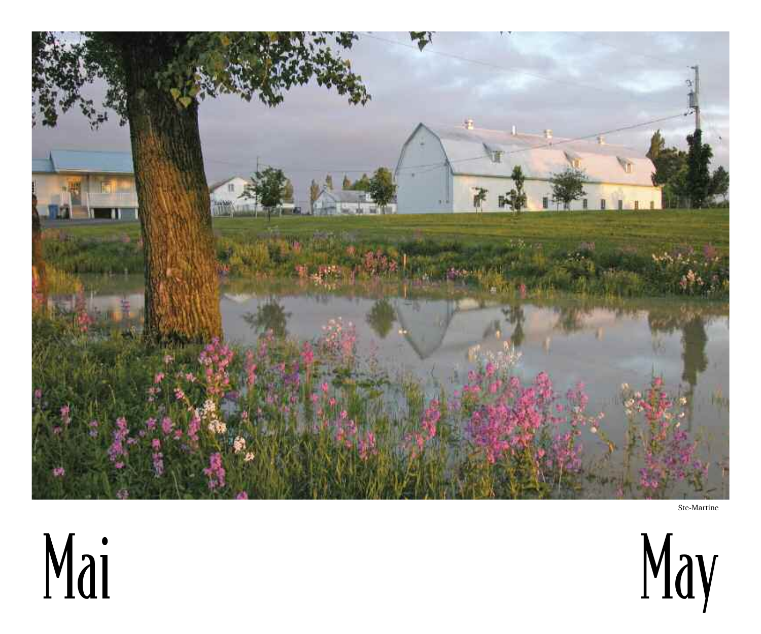Ste-Martine

# Mai

# May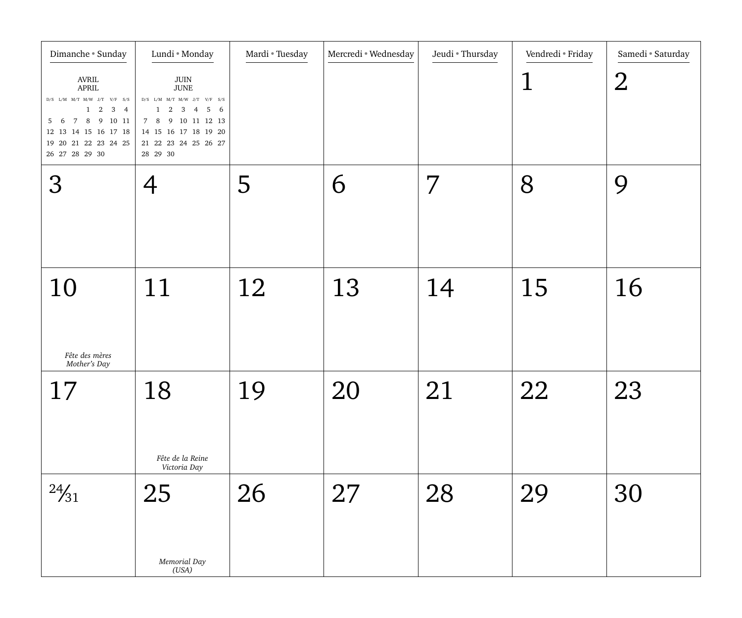| Dimanche • Sunday | Lundi • Monday | Mardi • Tuesday | Mercredi • Wednesday | Jeudi • Thursday | Vendredi • Friday | Samedi • Saturday |
|---|---|---|---|---|---|---|
| AVRIL / APRIL (see below) | JUIN / JUNE (see below) | | | | 1 | 2 |
| 3 | 4 | 5 | 6 | 7 | 8 | 9 |
| 10 *Fête des mères / Mother's Day* | 11 | 12 | 13 | 14 | 15 | 16 |
| 17 | 18 *Fête de la Reine / Victoria Day* | 19 | 20 | 21 | 22 | 23 |
| 24/31 | 25 *Memorial Day (USA)* | 26 | 27 | 28 | 29 | 30 |

**AVRIL / APRIL**

| D/S | L/M | M/T | M/W | J/T | V/F | S/S |
|---|---|---|---|---|---|---|
| | | | 1 | 2 | 3 | 4 |
| 5 | 6 | 7 | 8 | 9 | 10 | 11 |
| 12 | 13 | 14 | 15 | 16 | 17 | 18 |
| 19 | 20 | 21 | 22 | 23 | 24 | 25 |
| 26 | 27 | 28 | 29 | 30 | | |

**JUIN / JUNE**

| D/S | L/M | M/T | M/W | J/T | V/F | S/S |
|---|---|---|---|---|---|---|
| | 1 | 2 | 3 | 4 | 5 | 6 |
| 7 | 8 | 9 | 10 | 11 | 12 | 13 |
| 14 | 15 | 16 | 17 | 18 | 19 | 20 |
| 21 | 22 | 23 | 24 | 25 | 26 | 27 |
| 28 | 29 | 30 | | | | |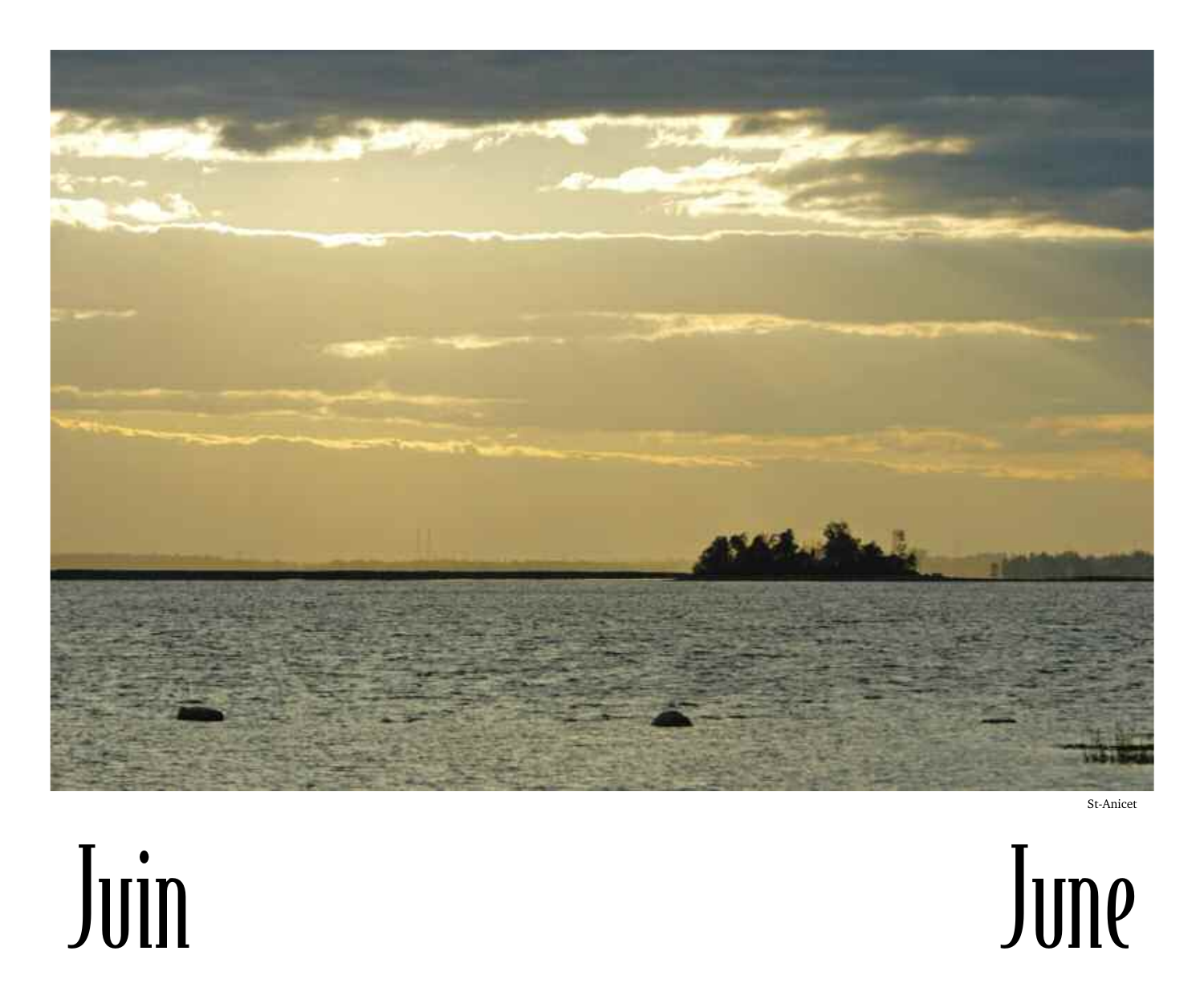St-Anicet

# Juin

# June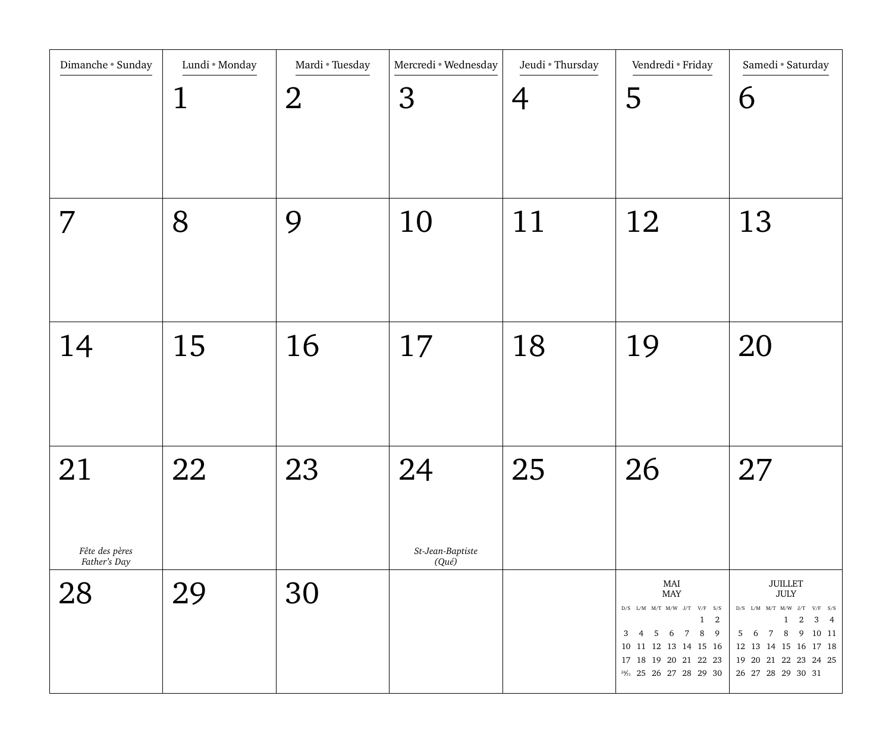| Dimanche • Sunday | Lundi • Monday | Mardi • Tuesday | Mercredi • Wednesday | Jeudi • Thursday | Vendredi • Friday | Samedi • Saturday |
|---|---|---|---|---|---|---|
| | 1 | 2 | 3 | 4 | 5 | 6 |
| 7 | 8 | 9 | 10 | 11 | 12 | 13 |
| 14 | 15 | 16 | 17 | 18 | 19 | 20 |
| 21 *Fête des pères Father's Day* | 22 | 23 | 24 *St-Jean-Baptiste (Qué)* | 25 | 26 | 27 |
| 28 | 29 | 30 | | | | |

**MAI / MAY**

| D/S | L/M | M/T | M/W | J/T | V/F | S/S |
|---|---|---|---|---|---|---|
| | | | | | 1 | 2 |
| 3 | 4 | 5 | 6 | 7 | 8 | 9 |
| 10 | 11 | 12 | 13 | 14 | 15 | 16 |
| 17 | 18 | 19 | 20 | 21 | 22 | 23 |
| 24/31 | 25 | 26 | 27 | 28 | 29 | 30 |

**JUILLET / JULY**

| D/S | L/M | M/T | M/W | J/T | V/F | S/S |
|---|---|---|---|---|---|---|
| | | | 1 | 2 | 3 | 4 |
| 5 | 6 | 7 | 8 | 9 | 10 | 11 |
| 12 | 13 | 14 | 15 | 16 | 17 | 18 |
| 19 | 20 | 21 | 22 | 23 | 24 | 25 |
| 26 | 27 | 28 | 29 | 30 | 31 | |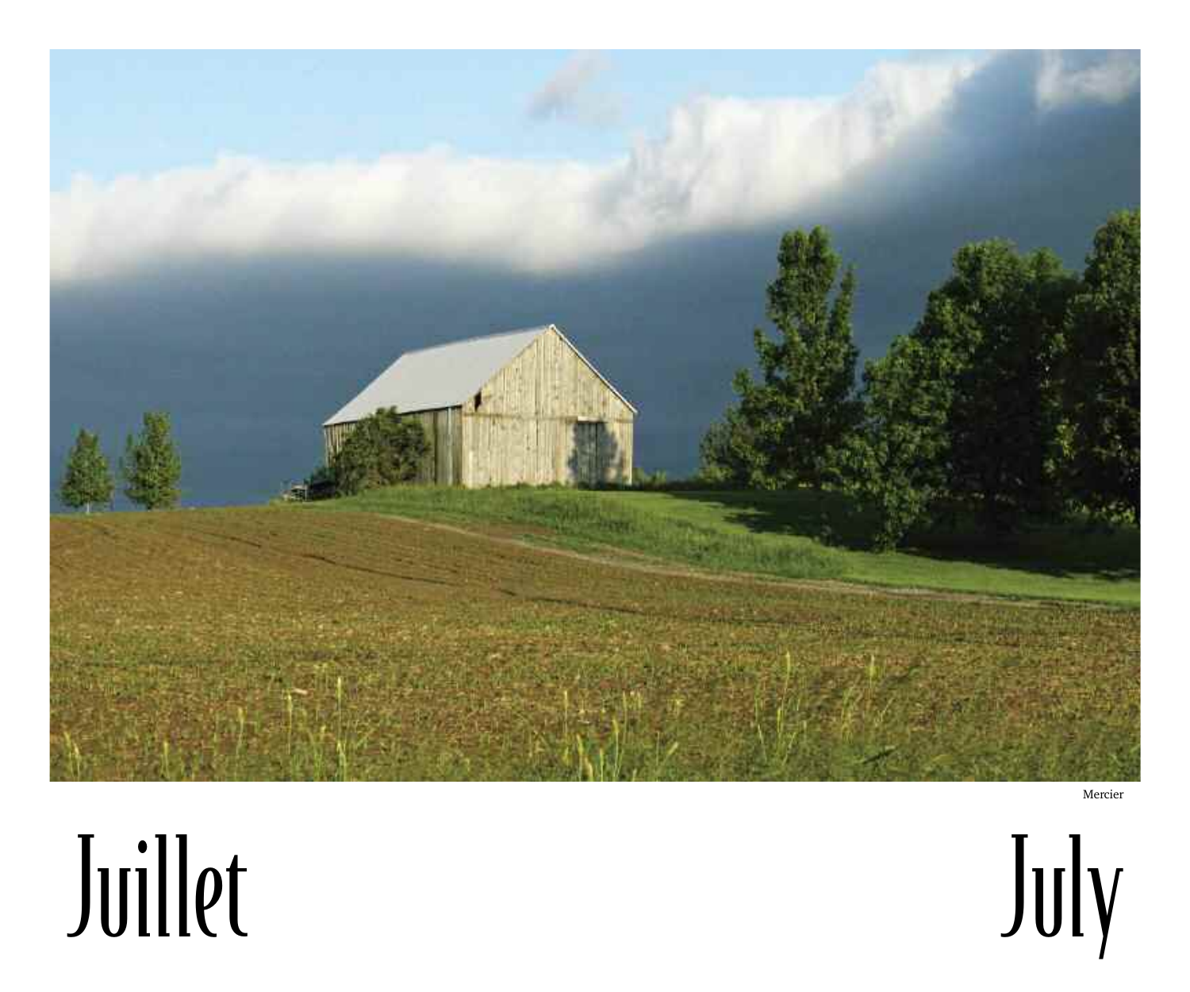Mercier

# Juillet

# July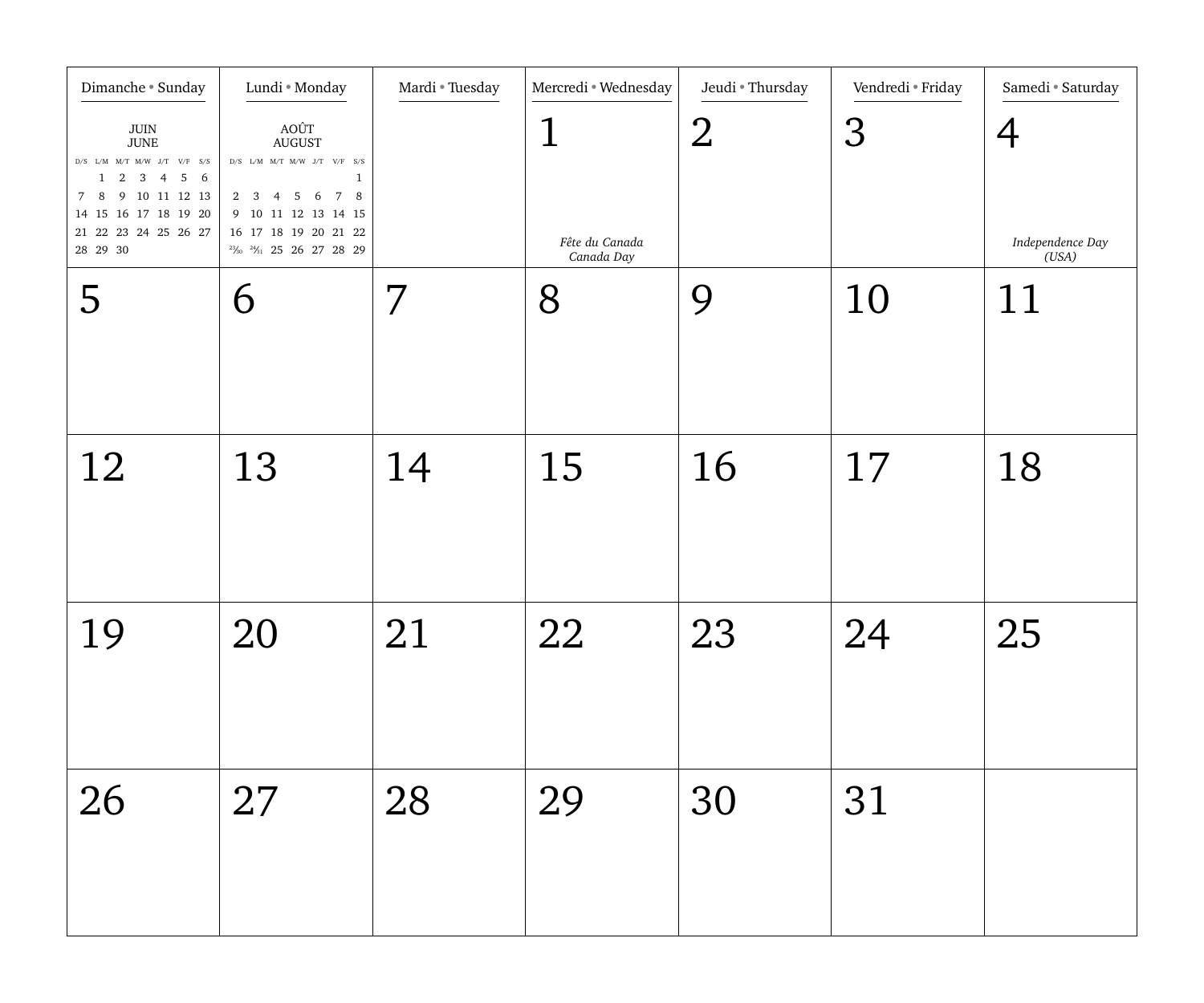| Dimanche • Sunday | Lundi • Monday | Mardi • Tuesday | Mercredi • Wednesday | Jeudi • Thursday | Vendredi • Friday | Samedi • Saturday |
|---|---|---|---|---|---|---|
| JUIN / JUNE<br>D/S L/M M/T M/W J/T V/F S/S<br>1 2 3 4 5 6<br>7 8 9 10 11 12 13<br>14 15 16 17 18 19 20<br>21 22 23 24 25 26 27<br>28 29 30 | AOÛT / AUGUST<br>D/S L/M M/T M/W J/T V/F S/S<br>1<br>2 3 4 5 6 7 8<br>9 10 11 12 13 14 15<br>16 17 18 19 20 21 22<br>23/30 24/31 25 26 27 28 29 | | 1<br>*Fête du Canada*<br>*Canada Day* | 2 | 3 | 4<br>*Independence Day (USA)* |
| 5 | 6 | 7 | 8 | 9 | 10 | 11 |
| 12 | 13 | 14 | 15 | 16 | 17 | 18 |
| 19 | 20 | 21 | 22 | 23 | 24 | 25 |
| 26 | 27 | 28 | 29 | 30 | 31 | |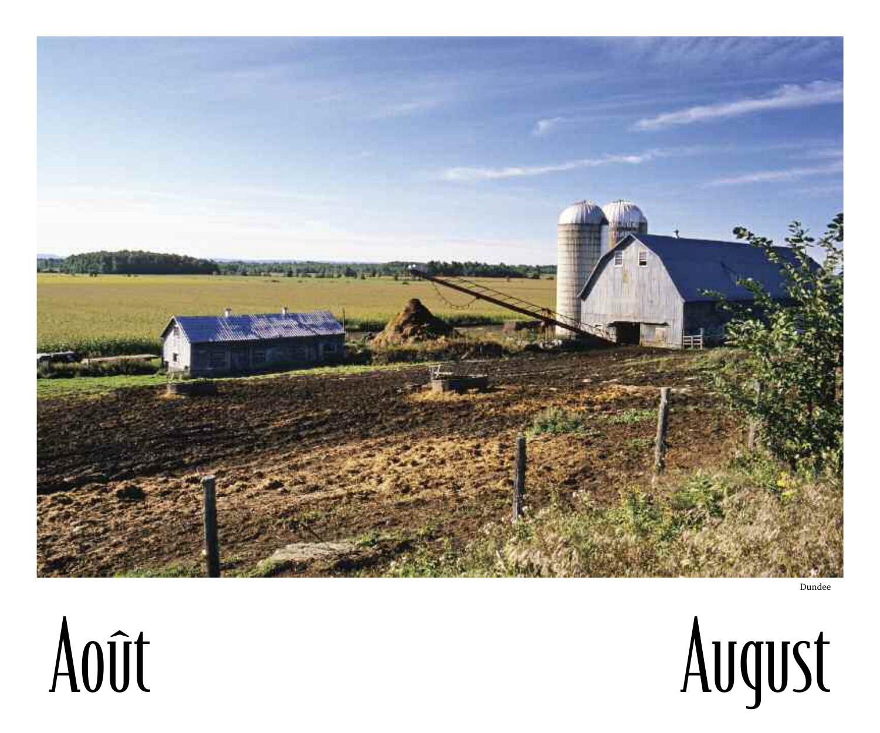Dundee

# Août

# August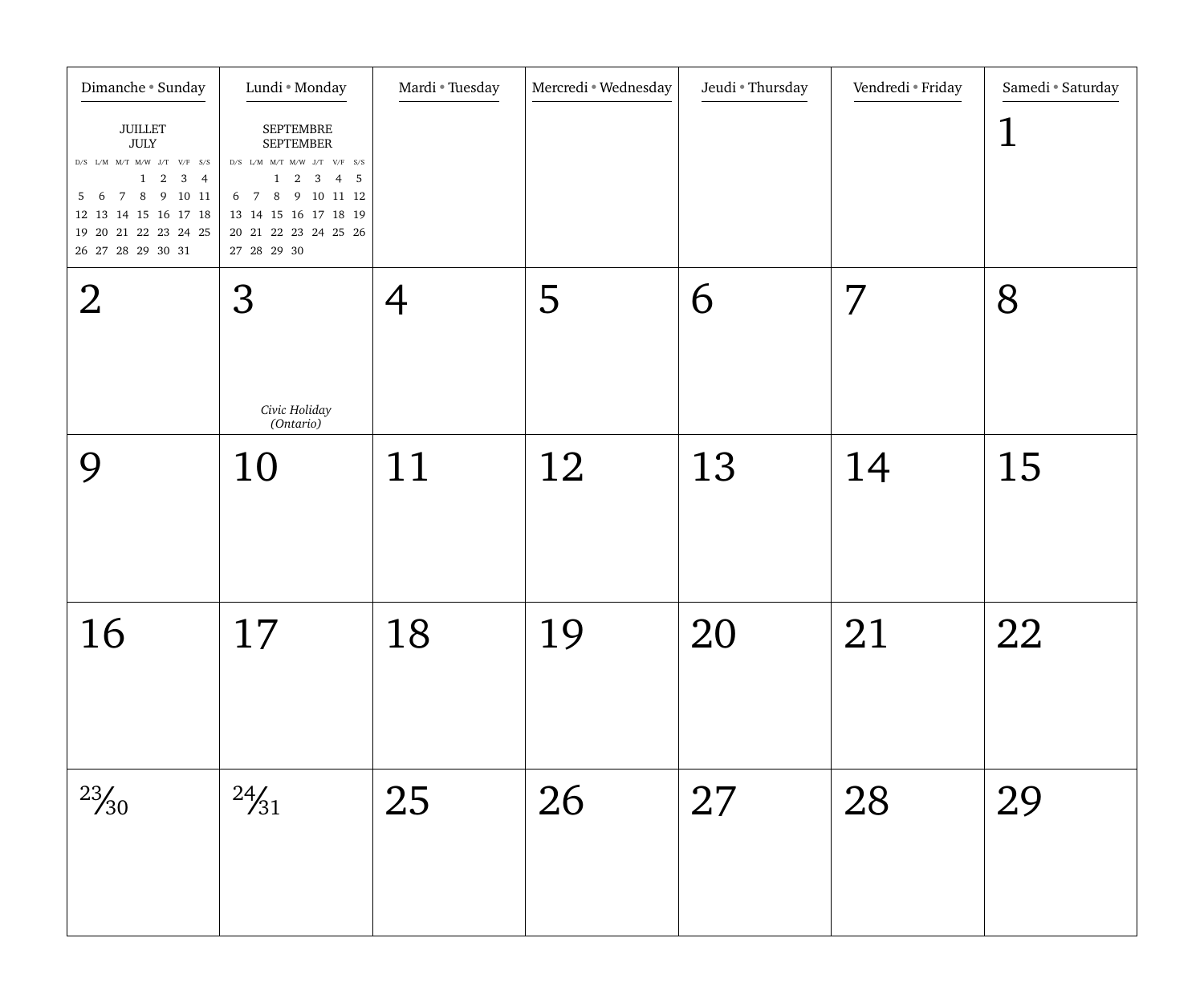| Dimanche • Sunday | Lundi • Monday | Mardi • Tuesday | Mercredi • Wednesday | Jeudi • Thursday | Vendredi • Friday | Samedi • Saturday |
|---|---|---|---|---|---|---|
| JUILLET<br>JULY<br>D/S L/M M/T M/W J/T V/F S/S<br>1 2 3 4<br>5 6 7 8 9 10 11<br>12 13 14 15 16 17 18<br>19 20 21 22 23 24 25<br>26 27 28 29 30 31 | SEPTEMBRE<br>SEPTEMBER<br>D/S L/M M/T M/W J/T V/F S/S<br>1 2 3 4 5<br>6 7 8 9 10 11 12<br>13 14 15 16 17 18 19<br>20 21 22 23 24 25 26<br>27 28 29 30 | | | | | 1 |
| 2 | 3<br>*Civic Holiday (Ontario)* | 4 | 5 | 6 | 7 | 8 |
| 9 | 10 | 11 | 12 | 13 | 14 | 15 |
| 16 | 17 | 18 | 19 | 20 | 21 | 22 |
| 23/30 | 24/31 | 25 | 26 | 27 | 28 | 29 |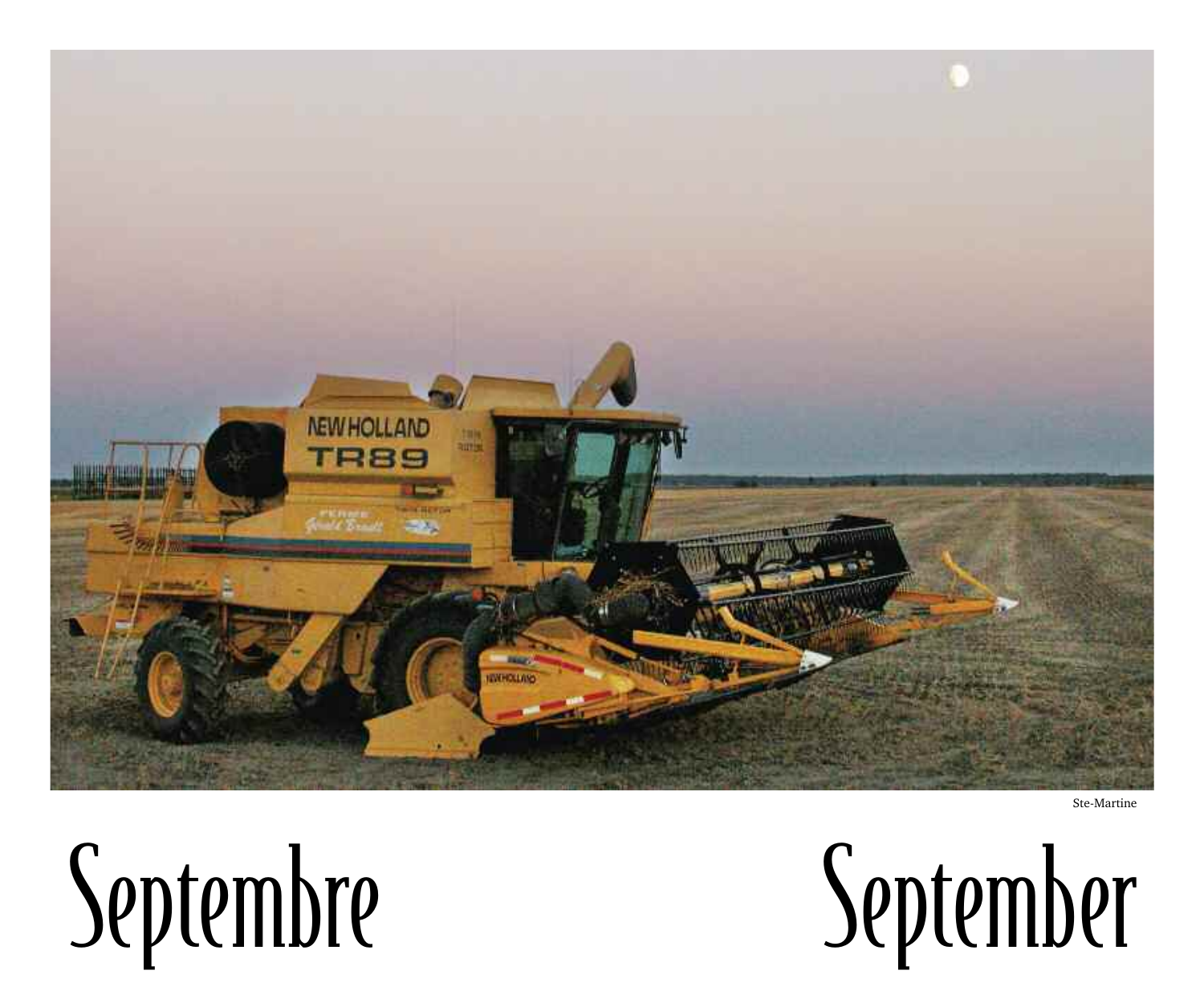Ste-Martine

# Septembre

# September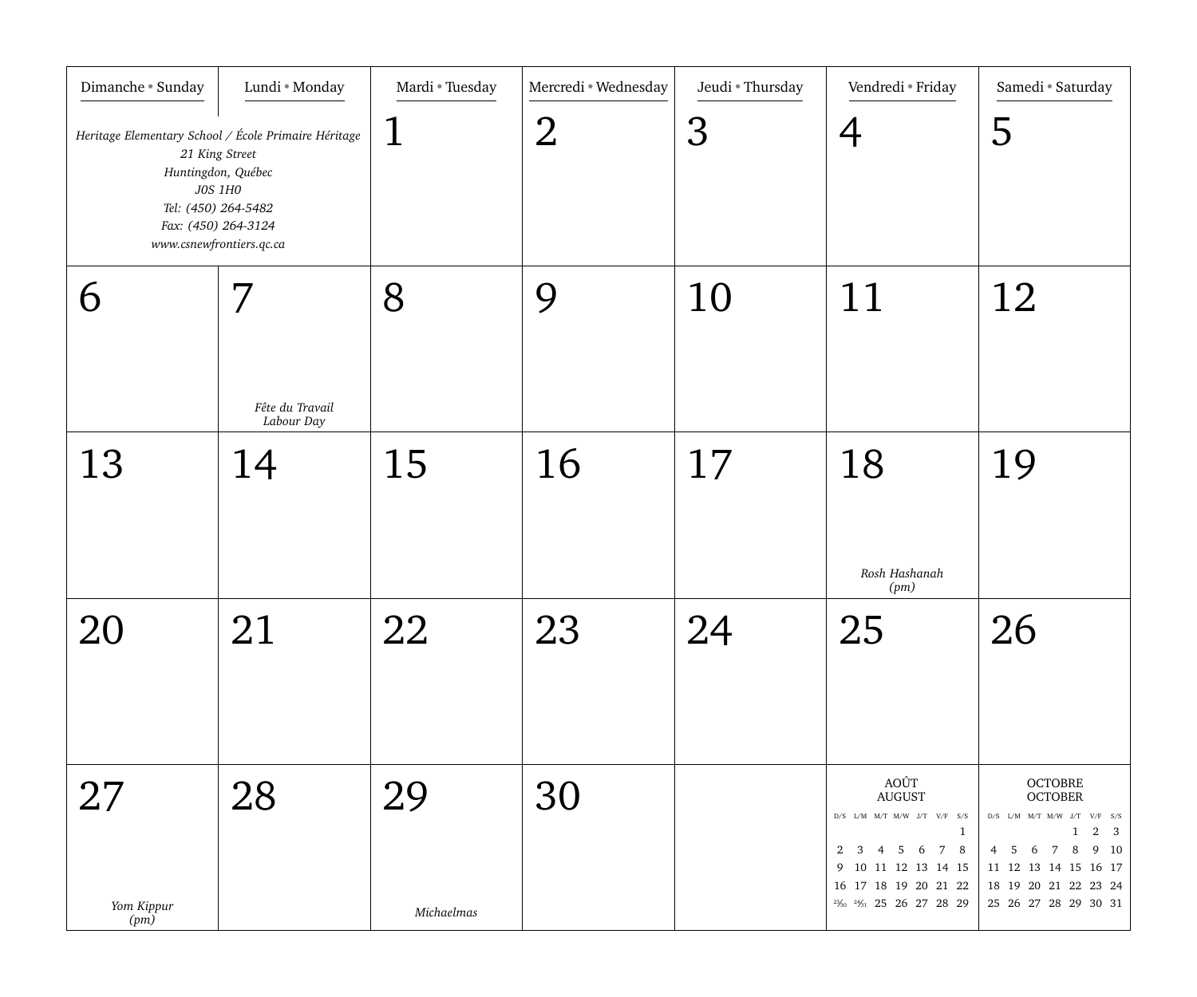| Dimanche • Sunday | Lundi • Monday | Mardi • Tuesday | Mercredi • Wednesday | Jeudi • Thursday | Vendredi • Friday | Samedi • Saturday |
|---|---|---|---|---|---|---|
| *Heritage Elementary School / École Primaire Héritage*<br>*21 King Street*<br>*Huntingdon, Québec*<br>*J0S 1H0*<br>*Tel: (450) 264-5482*<br>*Fax: (450) 264-3124*<br>*www.csnewfrontiers.qc.ca* | | 1 | 2 | 3 | 4 | 5 |
| 6 | 7<br>*Fête du Travail*<br>*Labour Day* | 8 | 9 | 10 | 11 | 12 |
| 13 | 14 | 15 | 16 | 17 | 18<br>*Rosh Hashanah*<br>*(pm)* | 19 |
| 20 | 21 | 22 | 23 | 24 | 25 | 26 |
| 27<br>*Yom Kippur*<br>*(pm)* | 28 | 29<br>*Michaelmas* | 30 | | | |

AOÛT
AUGUST

| D/S | L/M | M/T | M/W | J/T | V/F | S/S |
|---|---|---|---|---|---|---|
| | | | | | | 1 |
| 2 | 3 | 4 | 5 | 6 | 7 | 8 |
| 9 | 10 | 11 | 12 | 13 | 14 | 15 |
| 16 | 17 | 18 | 19 | 20 | 21 | 22 |
| 23/30 | 24/31 | 25 | 26 | 27 | 28 | 29 |

OCTOBRE
OCTOBER

| D/S | L/M | M/T | M/W | J/T | V/F | S/S |
|---|---|---|---|---|---|---|
| | | | | 1 | 2 | 3 |
| 4 | 5 | 6 | 7 | 8 | 9 | 10 |
| 11 | 12 | 13 | 14 | 15 | 16 | 17 |
| 18 | 19 | 20 | 21 | 22 | 23 | 24 |
| 25 | 26 | 27 | 28 | 29 | 30 | 31 |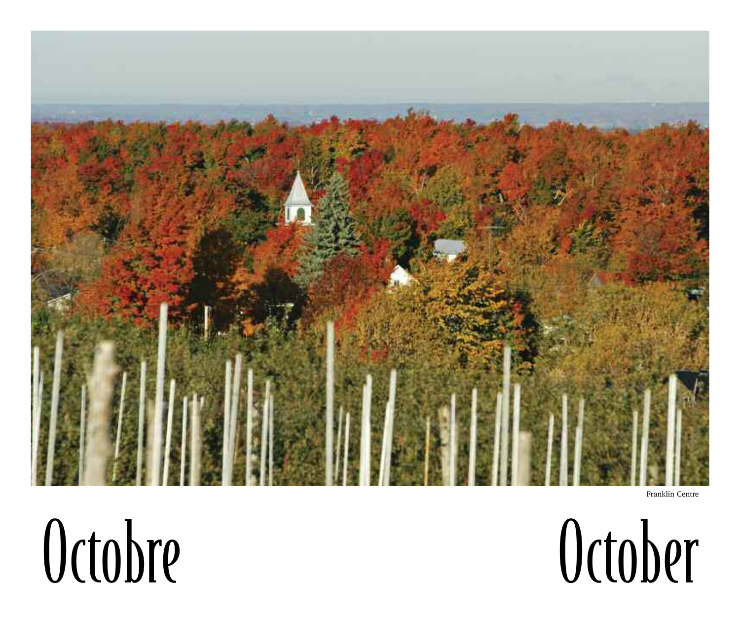Franklin Centre

# Octobre

# October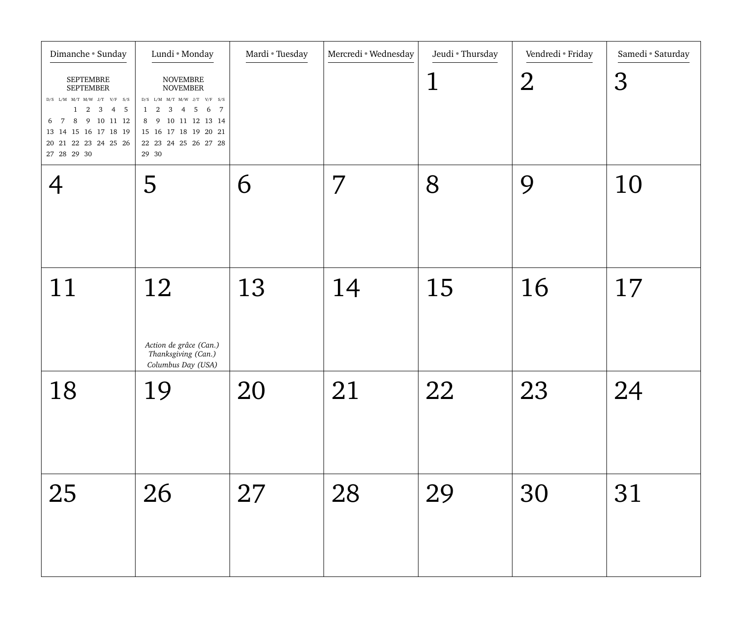| Dimanche • Sunday | Lundi • Monday | Mardi • Tuesday | Mercredi • Wednesday | Jeudi • Thursday | Vendredi • Friday | Samedi • Saturday |
|---|---|---|---|---|---|---|
| SEPTEMBRE SEPTEMBER | NOVEMBRE NOVEMBER | | | 1 | 2 | 3 |
| 4 | 5 | 6 | 7 | 8 | 9 | 10 |
| 11 | 12 *Action de grâce (Can.)* *Thanksgiving (Can.)* *Columbus Day (USA)* | 13 | 14 | 15 | 16 | 17 |
| 18 | 19 | 20 | 21 | 22 | 23 | 24 |
| 25 | 26 | 27 | 28 | 29 | 30 | 31 |

**SEPTEMBRE / SEPTEMBER**

| D/S | L/M | M/T | M/W | J/T | V/F | S/S |
|---|---|---|---|---|---|---|
| | | 1 | 2 | 3 | 4 | 5 |
| 6 | 7 | 8 | 9 | 10 | 11 | 12 |
| 13 | 14 | 15 | 16 | 17 | 18 | 19 |
| 20 | 21 | 22 | 23 | 24 | 25 | 26 |
| 27 | 28 | 29 | 30 | | | |

**NOVEMBRE / NOVEMBER**

| D/S | L/M | M/T | M/W | J/T | V/F | S/S |
|---|---|---|---|---|---|---|
| 1 | 2 | 3 | 4 | 5 | 6 | 7 |
| 8 | 9 | 10 | 11 | 12 | 13 | 14 |
| 15 | 16 | 17 | 18 | 19 | 20 | 21 |
| 22 | 23 | 24 | 25 | 26 | 27 | 28 |
| 29 | 30 | | | | | |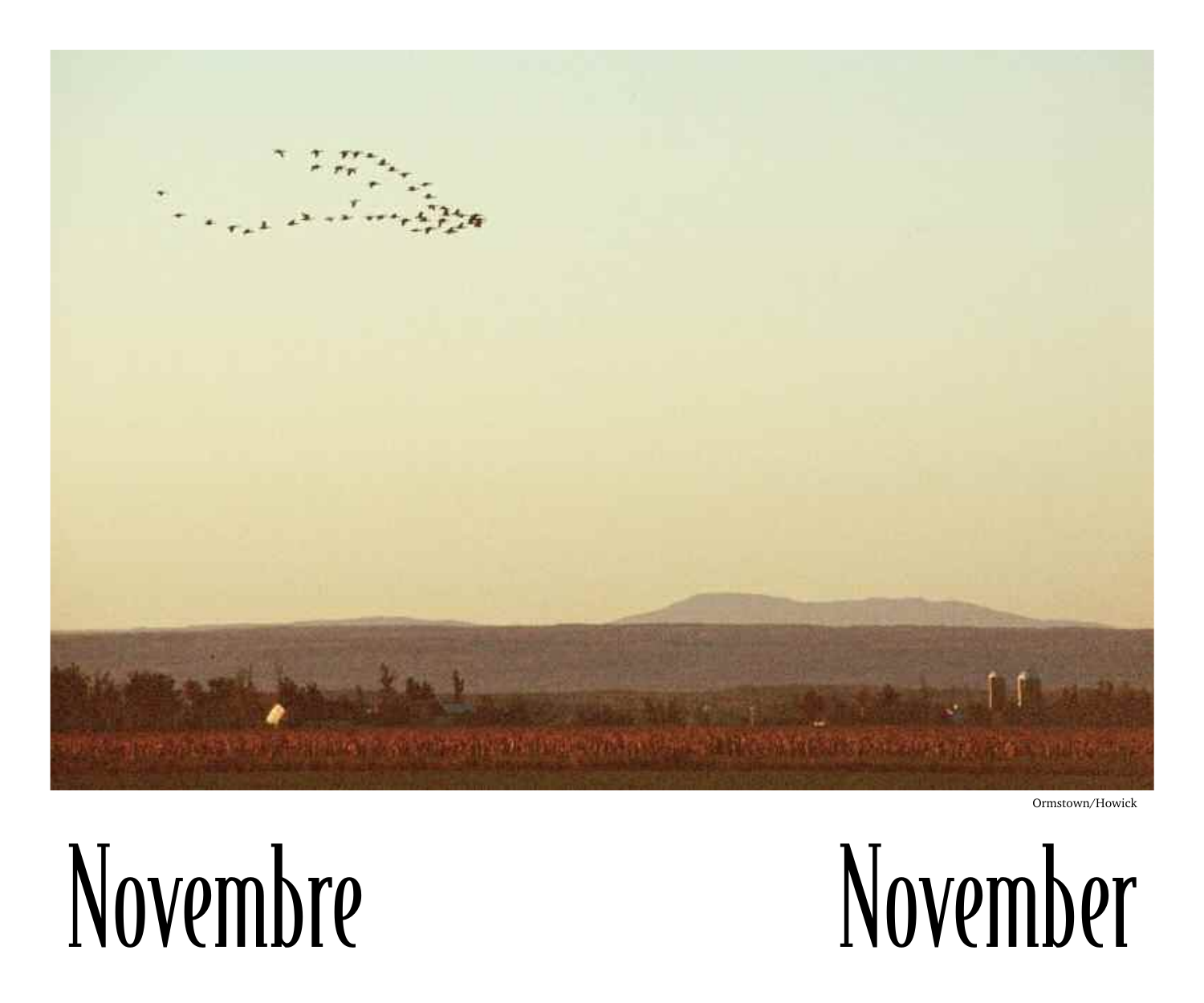Ormstown/Howick

# Novembre

# November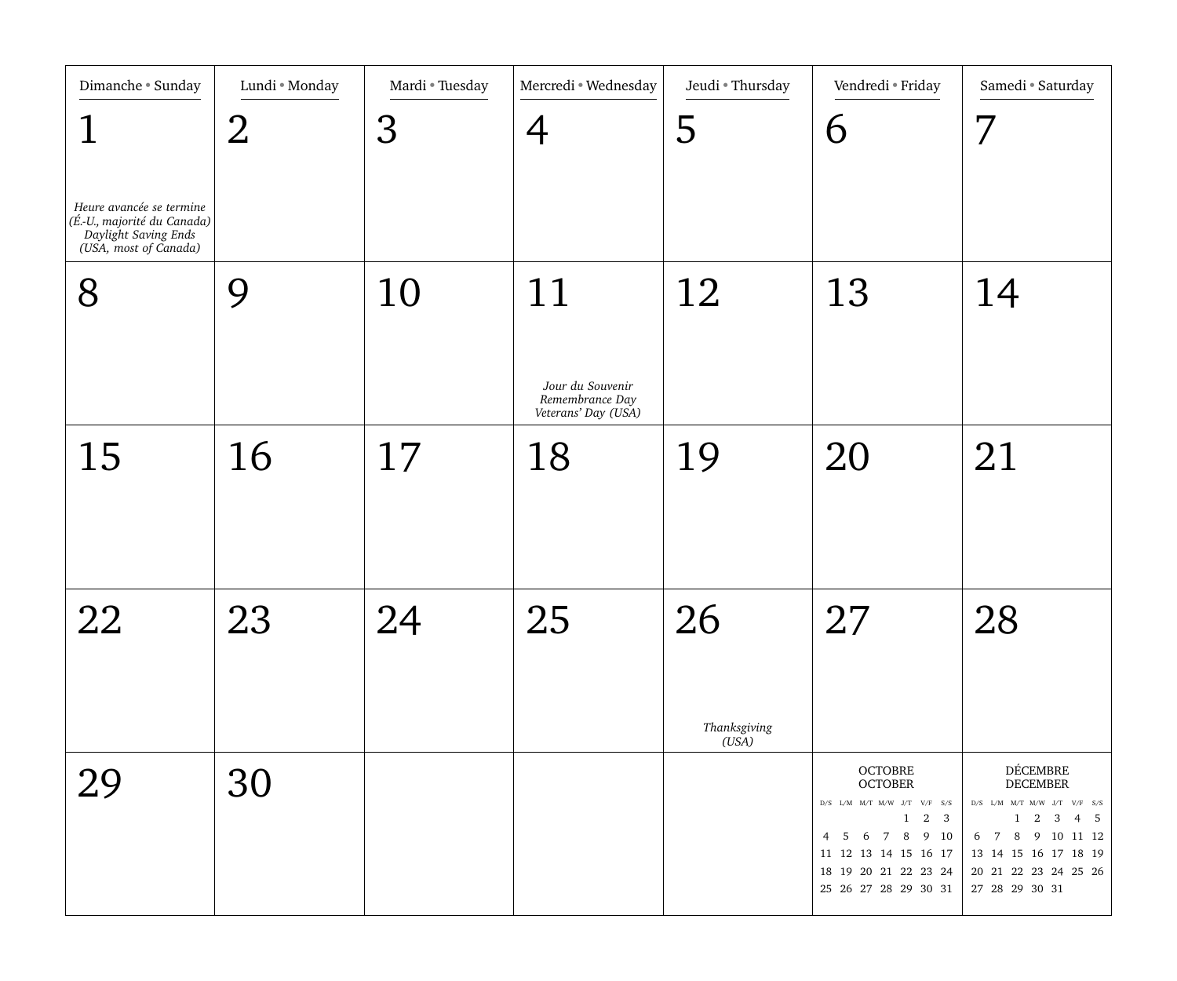| Dimanche • Sunday | Lundi • Monday | Mardi • Tuesday | Mercredi • Wednesday | Jeudi • Thursday | Vendredi • Friday | Samedi • Saturday |
|---|---|---|---|---|---|---|
| 1 *Heure avancée se termine (É.-U., majorité du Canada) Daylight Saving Ends (USA, most of Canada)* | 2 | 3 | 4 | 5 | 6 | 7 |
| 8 | 9 | 10 | 11 *Jour du Souvenir Remembrance Day Veterans' Day (USA)* | 12 | 13 | 14 |
| 15 | 16 | 17 | 18 | 19 | 20 | 21 |
| 22 | 23 | 24 | 25 | 26 *Thanksgiving (USA)* | 27 | 28 |
| 29 | 30 | | | | | |

**OCTOBRE / OCTOBER**

| D/S | L/M | M/T | M/W | J/T | V/F | S/S |
|---|---|---|---|---|---|---|
| | | | | 1 | 2 | 3 |
| 4 | 5 | 6 | 7 | 8 | 9 | 10 |
| 11 | 12 | 13 | 14 | 15 | 16 | 17 |
| 18 | 19 | 20 | 21 | 22 | 23 | 24 |
| 25 | 26 | 27 | 28 | 29 | 30 | 31 |

**DÉCEMBRE / DECEMBER**

| D/S | L/M | M/T | M/W | J/T | V/F | S/S |
|---|---|---|---|---|---|---|
| | | 1 | 2 | 3 | 4 | 5 |
| 6 | 7 | 8 | 9 | 10 | 11 | 12 |
| 13 | 14 | 15 | 16 | 17 | 18 | 19 |
| 20 | 21 | 22 | 23 | 24 | 25 | 26 |
| 27 | 28 | 29 | 30 | 31 | | |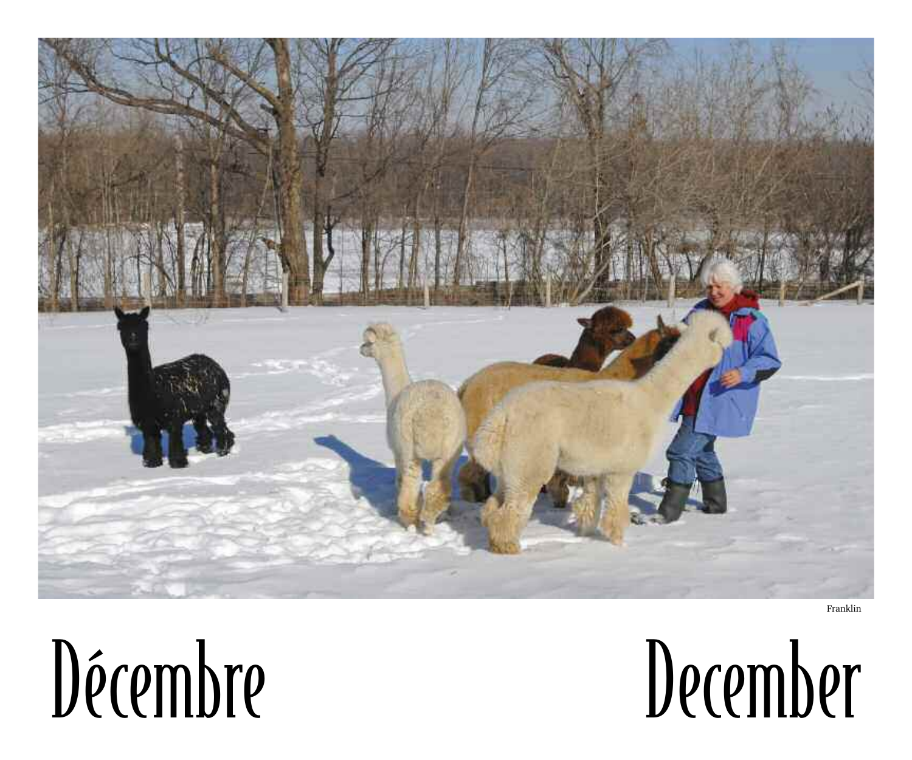Franklin

# Décembre

# December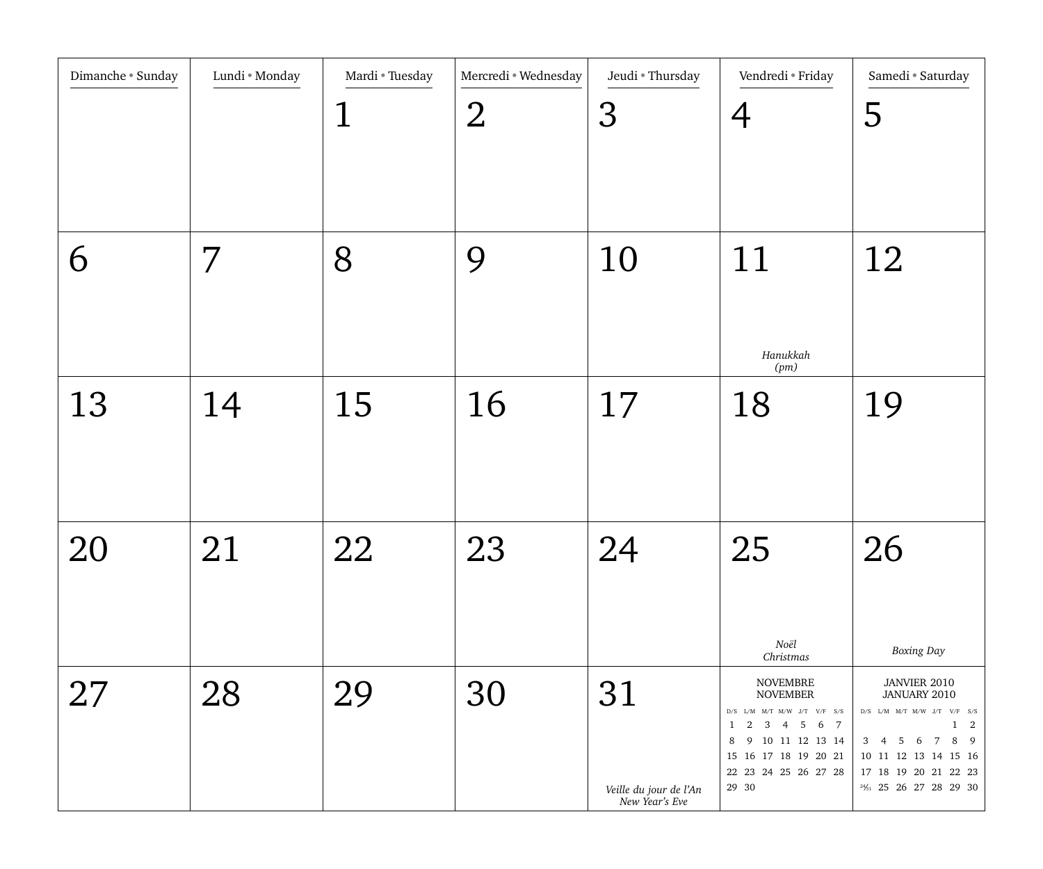| Dimanche • Sunday | Lundi • Monday | Mardi • Tuesday | Mercredi • Wednesday | Jeudi • Thursday | Vendredi • Friday | Samedi • Saturday |
|---|---|---|---|---|---|---|
| | | 1 | 2 | 3 | 4 | 5 |
| 6 | 7 | 8 | 9 | 10 | 11 *Hanukkah (pm)* | 12 |
| 13 | 14 | 15 | 16 | 17 | 18 | 19 |
| 20 | 21 | 22 | 23 | 24 | 25 *Noël Christmas* | 26 *Boxing Day* |
| 27 | 28 | 29 | 30 | 31 *Veille du jour de l'An New Year's Eve* | | |

NOVEMBRE
NOVEMBER

| D/S | L/M | M/T | M/W | J/T | V/F | S/S |
|---|---|---|---|---|---|---|
| 1 | 2 | 3 | 4 | 5 | 6 | 7 |
| 8 | 9 | 10 | 11 | 12 | 13 | 14 |
| 15 | 16 | 17 | 18 | 19 | 20 | 21 |
| 22 | 23 | 24 | 25 | 26 | 27 | 28 |
| 29 | 30 | | | | | |

JANVIER 2010
JANUARY 2010

| D/S | L/M | M/T | M/W | J/T | V/F | S/S |
|---|---|---|---|---|---|---|
| | | | | | 1 | 2 |
| 3 | 4 | 5 | 6 | 7 | 8 | 9 |
| 10 | 11 | 12 | 13 | 14 | 15 | 16 |
| 17 | 18 | 19 | 20 | 21 | 22 | 23 |
| 24/31 | 25 | 26 | 27 | 28 | 29 | 30 |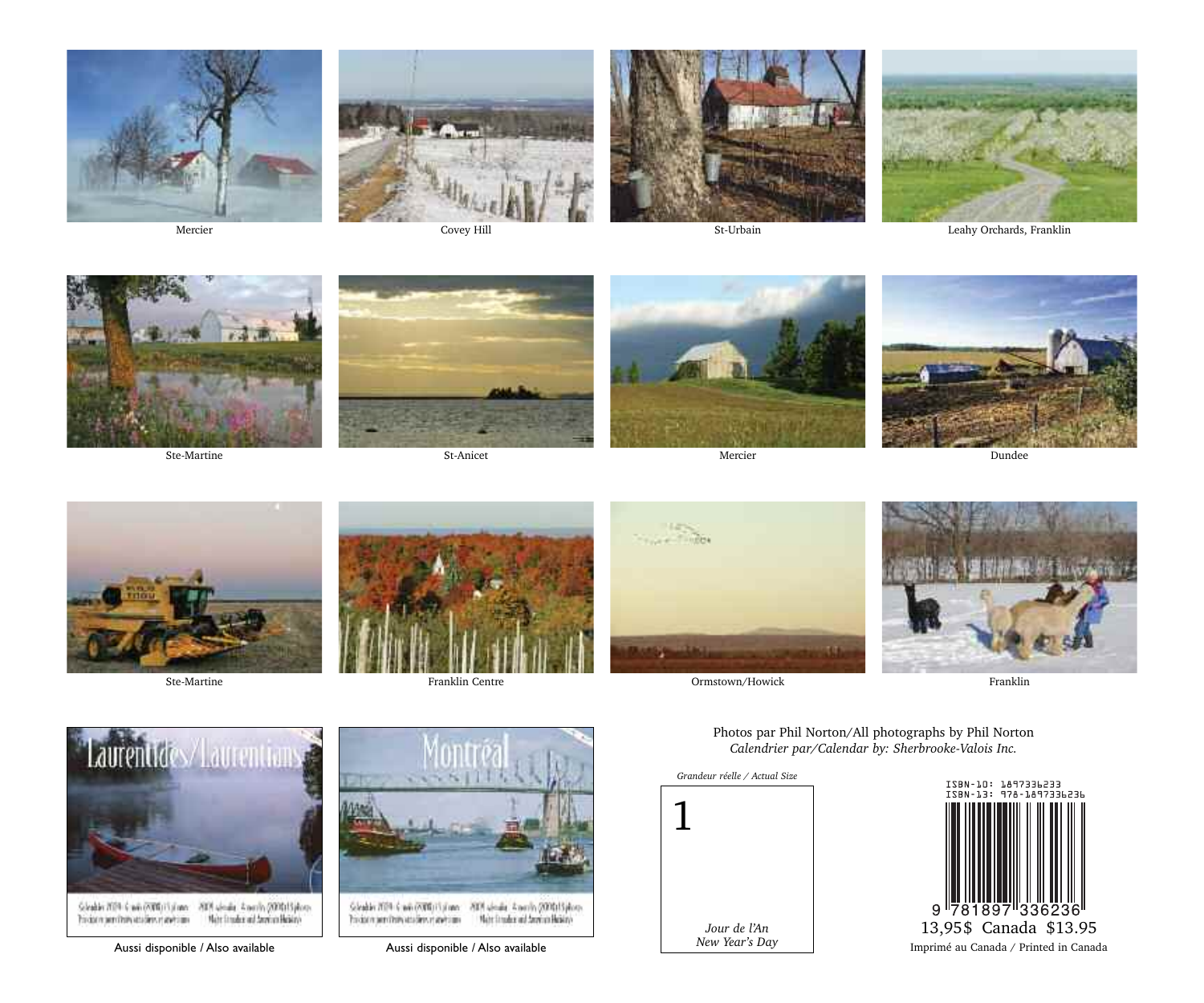Mercier

Covey Hill

St-Urbain

Leahy Orchards, Franklin

Ste-Martine

St-Anicet

Mercier

Dundee

Ste-Martine

Franklin Centre

Ormstown/Howick

Franklin

Aussi disponible / Also available

Aussi disponible / Also available

Photos par Phil Norton/All photographs by Phil Norton

*Calendrier par/Calendar by: Sherbrooke-Valois Inc.*

*Grandeur réelle / Actual Size*

1

*Jour de l'An*
*New Year's Day*

ISBN-10: 1897336233
ISBN-13: 978-1897336236

9 781897 336236

13,95$ Canada $13.95

Imprimé au Canada / Printed in Canada